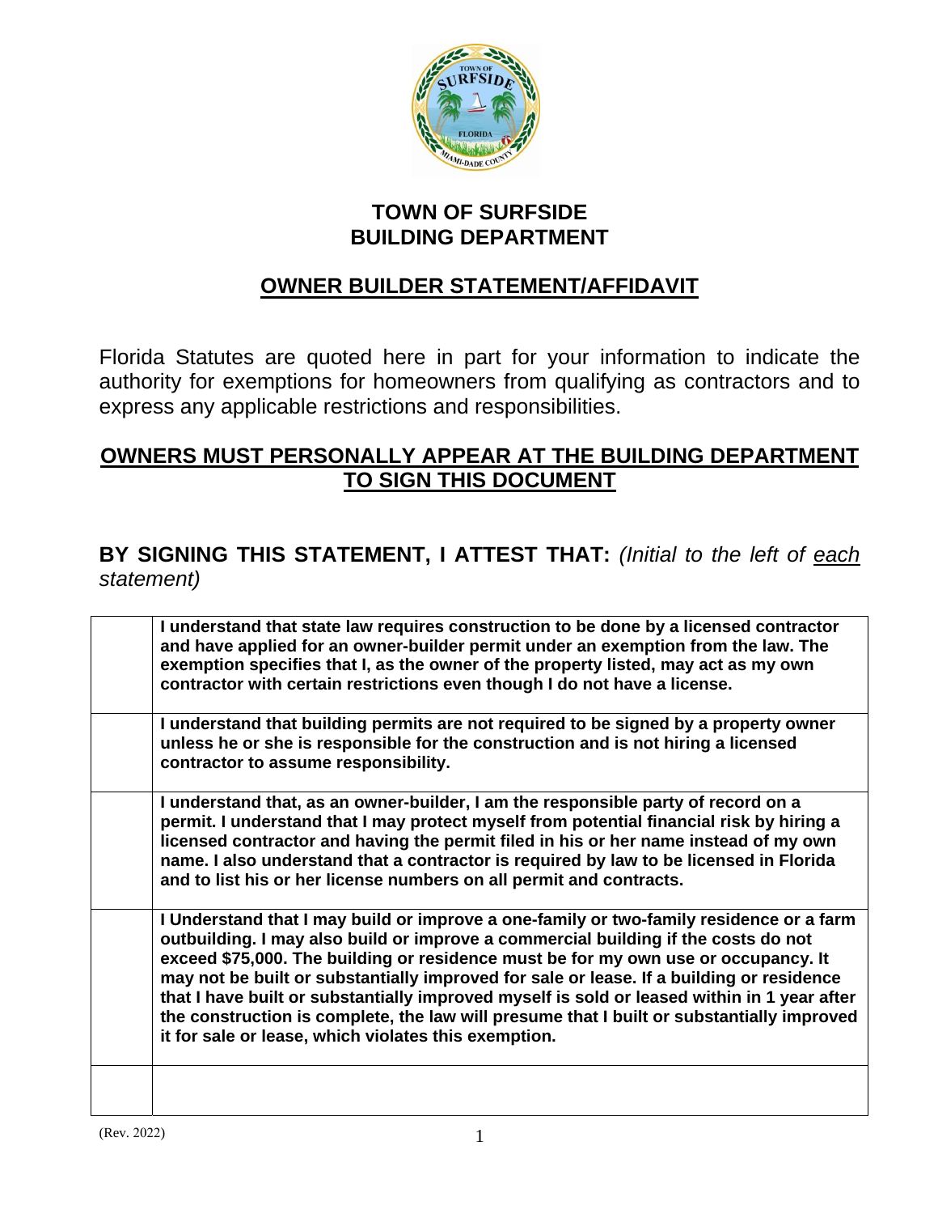# TOWN OF SURFSIDE
# BUILDING DEPARTMENT

## OWNER BUILDER STATEMENT/AFFIDAVIT

Florida Statutes are quoted here in part for your information to indicate the authority for exemptions for homeowners from qualifying as contractors and to express any applicable restrictions and responsibilities.

**OWNERS MUST PERSONALLY APPEAR AT THE BUILDING DEPARTMENT TO SIGN THIS DOCUMENT**

**BY SIGNING THIS STATEMENT, I ATTEST THAT:** *(Initial to the left of each statement)*

| | |
|---|---|
| | **I understand that state law requires construction to be done by a licensed contractor and have applied for an owner-builder permit under an exemption from the law. The exemption specifies that I, as the owner of the property listed, may act as my own contractor with certain restrictions even though I do not have a license.** |
| | **I understand that building permits are not required to be signed by a property owner unless he or she is responsible for the construction and is not hiring a licensed contractor to assume responsibility.** |
| | **I understand that, as an owner-builder, I am the responsible party of record on a permit. I understand that I may protect myself from potential financial risk by hiring a licensed contractor and having the permit filed in his or her name instead of my own name. I also understand that a contractor is required by law to be licensed in Florida and to list his or her license numbers on all permit and contracts.** |
| | **I Understand that I may build or improve a one-family or two-family residence or a farm outbuilding. I may also build or improve a commercial building if the costs do not exceed $75,000. The building or residence must be for my own use or occupancy. It may not be built or substantially improved for sale or lease. If a building or residence that I have built or substantially improved myself is sold or leased within in 1 year after the construction is complete, the law will presume that I built or substantially improved it for sale or lease, which violates this exemption.** |
| | |

(Rev. 2022)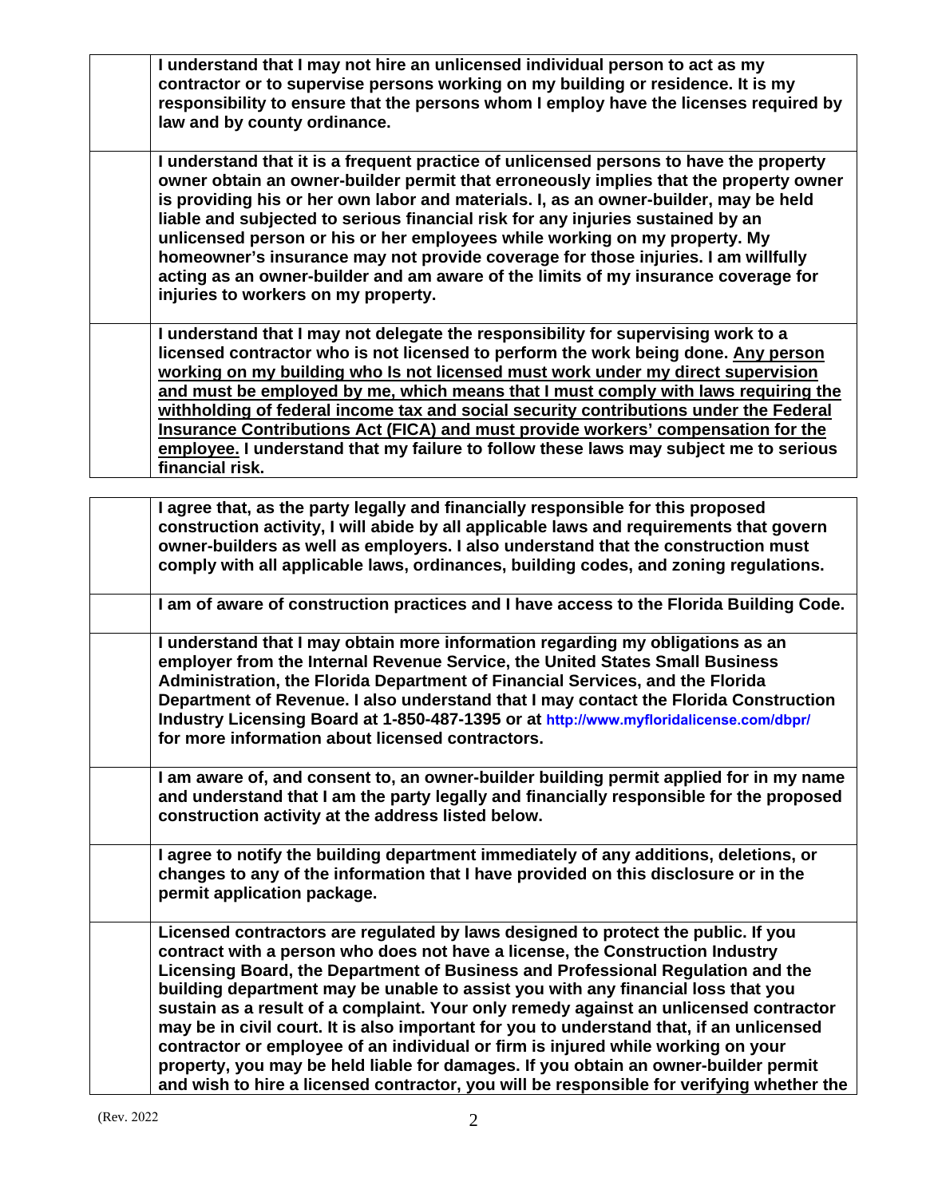| | |
|---|---|
| | **I understand that I may not hire an unlicensed individual person to act as my contractor or to supervise persons working on my building or residence. It is my responsibility to ensure that the persons whom I employ have the licenses required by law and by county ordinance.** |
| | **I understand that it is a frequent practice of unlicensed persons to have the property owner obtain an owner-builder permit that erroneously implies that the property owner is providing his or her own labor and materials. I, as an owner-builder, may be held liable and subjected to serious financial risk for any injuries sustained by an unlicensed person or his or her employees while working on my property. My homeowner's insurance may not provide coverage for those injuries. I am willfully acting as an owner-builder and am aware of the limits of my insurance coverage for injuries to workers on my property.** |
| | **I understand that I may not delegate the responsibility for supervising work to a licensed contractor who is not licensed to perform the work being done. <u>Any person working on my building who Is not licensed must work under my direct supervision and must be employed by me, which means that I must comply with laws requiring the withholding of federal income tax and social security contributions under the Federal Insurance Contributions Act (FICA) and must provide workers' compensation for the employee.</u> I understand that my failure to follow these laws may subject me to serious financial risk.** |

| | |
|---|---|
| | **I agree that, as the party legally and financially responsible for this proposed construction activity, I will abide by all applicable laws and requirements that govern owner-builders as well as employers. I also understand that the construction must comply with all applicable laws, ordinances, building codes, and zoning regulations.** |
| | **I am of aware of construction practices and I have access to the Florida Building Code.** |
| | **I understand that I may obtain more information regarding my obligations as an employer from the Internal Revenue Service, the United States Small Business Administration, the Florida Department of Financial Services, and the Florida Department of Revenue. I also understand that I may contact the Florida Construction Industry Licensing Board at 1-850-487-1395 or at http://www.myfloridalicense.com/dbpr/ for more information about licensed contractors.** |
| | **I am aware of, and consent to, an owner-builder building permit applied for in my name and understand that I am the party legally and financially responsible for the proposed construction activity at the address listed below.** |
| | **I agree to notify the building department immediately of any additions, deletions, or changes to any of the information that I have provided on this disclosure or in the permit application package.** |
| | **Licensed contractors are regulated by laws designed to protect the public. If you contract with a person who does not have a license, the Construction Industry Licensing Board, the Department of Business and Professional Regulation and the building department may be unable to assist you with any financial loss that you sustain as a result of a complaint. Your only remedy against an unlicensed contractor may be in civil court. It is also important for you to understand that, if an unlicensed contractor or employee of an individual or firm is injured while working on your property, you may be held liable for damages. If you obtain an owner-builder permit and wish to hire a licensed contractor, you will be responsible for verifying whether the** |

(Rev. 2022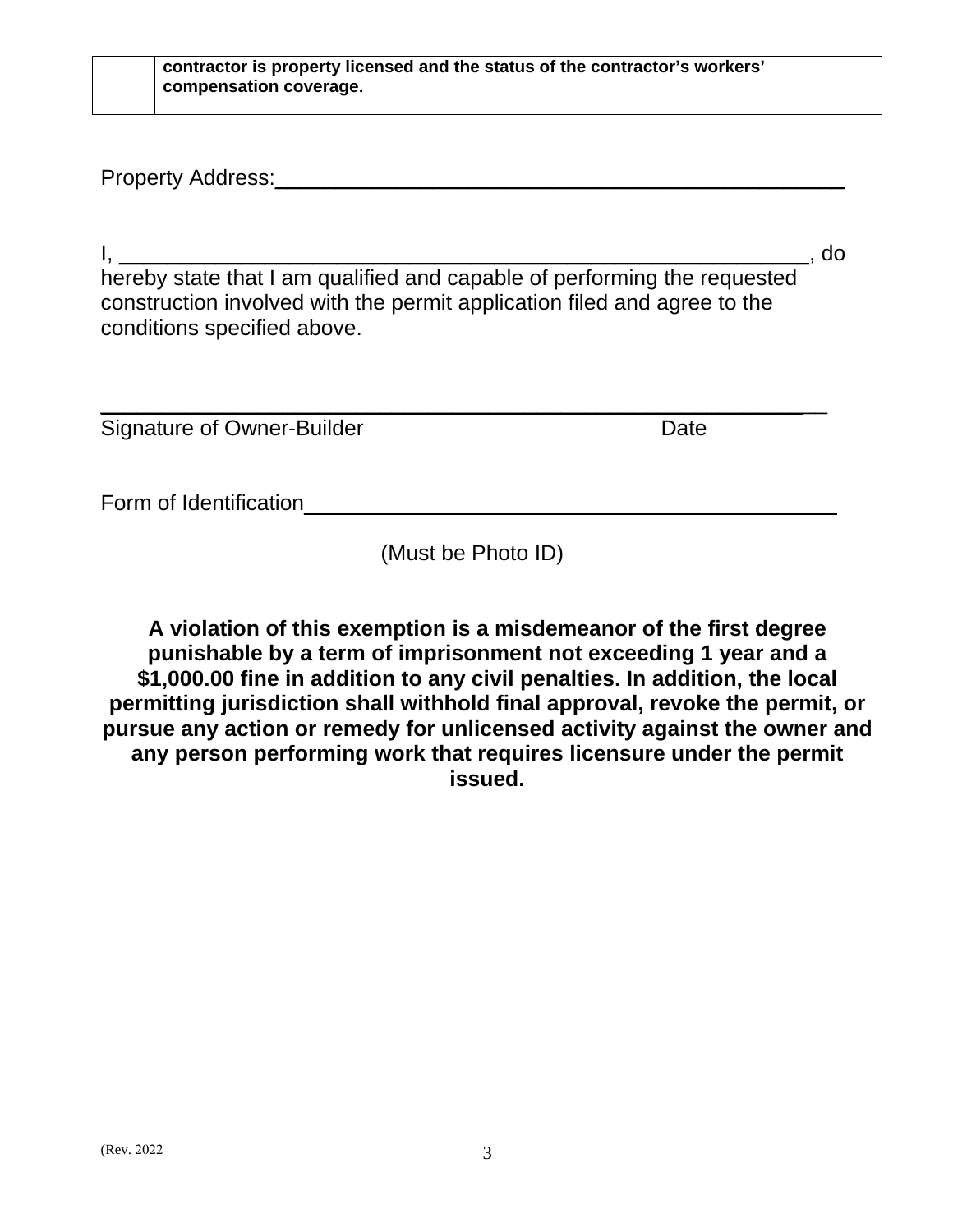| | |
|---|---|
| | **contractor is property licensed and the status of the contractor's workers' compensation coverage.** |

Property Address:_______________________________________________

I, _______________________________________________________, do hereby state that I am qualified and capable of performing the requested construction involved with the permit application filed and agree to the conditions specified above.

_________________________________________________________
Signature of Owner-Builder                                                  Date

Form of Identification____________________________________________

(Must be Photo ID)

**A violation of this exemption is a misdemeanor of the first degree punishable by a term of imprisonment not exceeding 1 year and a $1,000.00 fine in addition to any civil penalties. In addition, the local permitting jurisdiction shall withhold final approval, revoke the permit, or pursue any action or remedy for unlicensed activity against the owner and any person performing work that requires licensure under the permit issued.**

(Rev. 2022